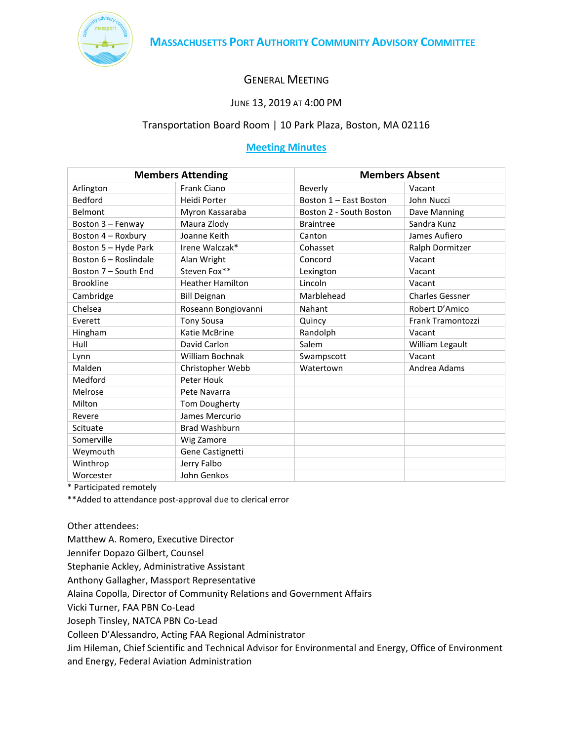# Massachusetts Port Authority Community Advisory Committee

## General Meeting

June 13, 2019 at 4:00 PM

Transportation Board Room | 10 Park Plaza, Boston, MA 02116

**Meeting Minutes**

| Members Attending | | Members Absent | |
|---|---|---|---|
| Arlington | Frank Ciano | Beverly | Vacant |
| Bedford | Heidi Porter | Boston 1 – East Boston | John Nucci |
| Belmont | Myron Kassaraba | Boston 2 - South Boston | Dave Manning |
| Boston 3 – Fenway | Maura Zlody | Braintree | Sandra Kunz |
| Boston 4 – Roxbury | Joanne Keith | Canton | James Aufiero |
| Boston 5 – Hyde Park | Irene Walczak* | Cohasset | Ralph Dormitzer |
| Boston 6 – Roslindale | Alan Wright | Concord | Vacant |
| Boston 7 – South End | Steven Fox** | Lexington | Vacant |
| Brookline | Heather Hamilton | Lincoln | Vacant |
| Cambridge | Bill Deignan | Marblehead | Charles Gessner |
| Chelsea | Roseann Bongiovanni | Nahant | Robert D'Amico |
| Everett | Tony Sousa | Quincy | Frank Tramontozzi |
| Hingham | Katie McBrine | Randolph | Vacant |
| Hull | David Carlon | Salem | William Legault |
| Lynn | William Bochnak | Swampscott | Vacant |
| Malden | Christopher Webb | Watertown | Andrea Adams |
| Medford | Peter Houk | | |
| Melrose | Pete Navarra | | |
| Milton | Tom Dougherty | | |
| Revere | James Mercurio | | |
| Scituate | Brad Washburn | | |
| Somerville | Wig Zamore | | |
| Weymouth | Gene Castignetti | | |
| Winthrop | Jerry Falbo | | |
| Worcester | John Genkos | | |

\* Participated remotely

\*\*Added to attendance post-approval due to clerical error

Other attendees:
Matthew A. Romero, Executive Director
Jennifer Dopazo Gilbert, Counsel
Stephanie Ackley, Administrative Assistant
Anthony Gallagher, Massport Representative
Alaina Copolla, Director of Community Relations and Government Affairs
Vicki Turner, FAA PBN Co-Lead
Joseph Tinsley, NATCA PBN Co-Lead
Colleen D'Alessandro, Acting FAA Regional Administrator
Jim Hileman, Chief Scientific and Technical Advisor for Environmental and Energy, Office of Environment and Energy, Federal Aviation Administration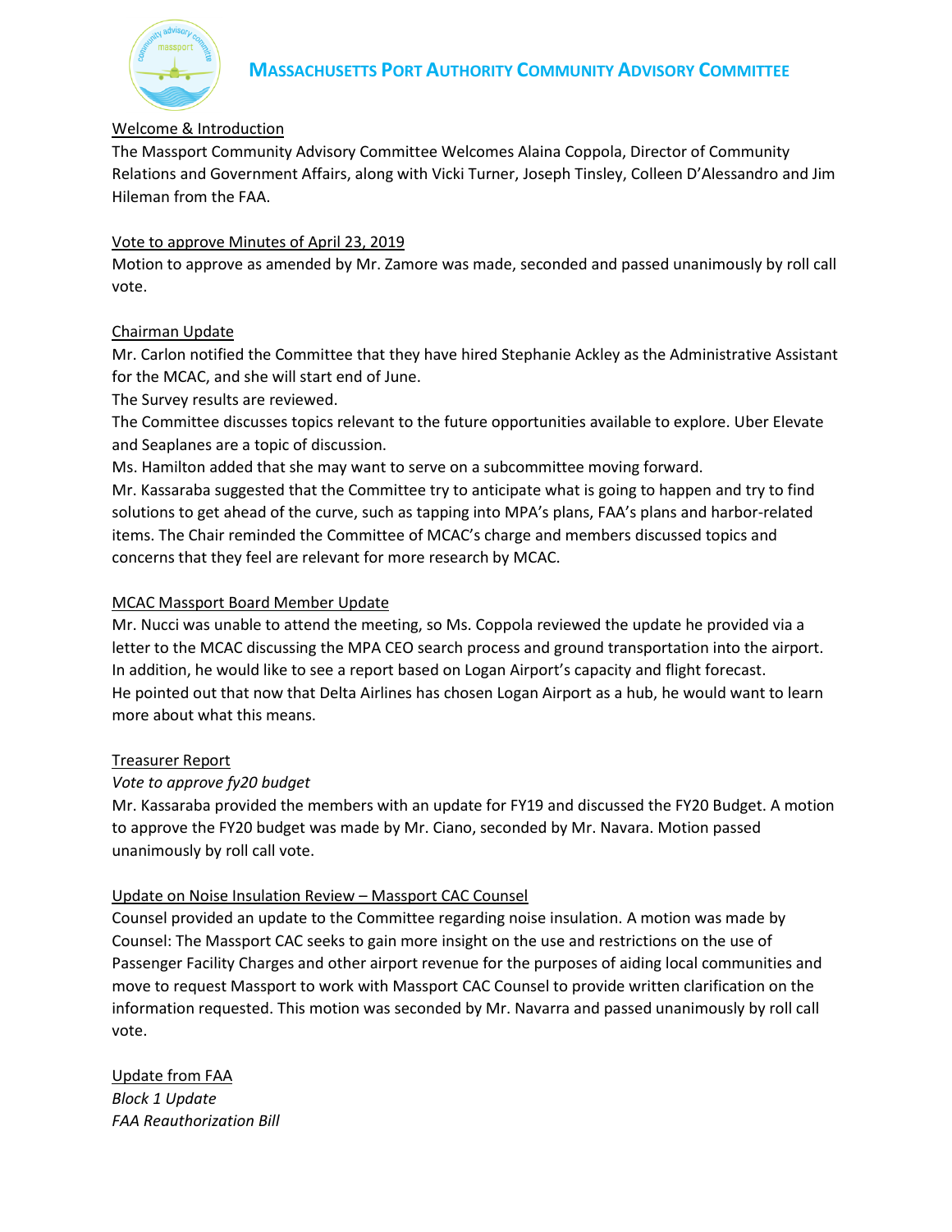## Massachusetts Port Authority Community Advisory Committee

Welcome & Introduction

The Massport Community Advisory Committee Welcomes Alaina Coppola, Director of Community Relations and Government Affairs, along with Vicki Turner, Joseph Tinsley, Colleen D'Alessandro and Jim Hileman from the FAA.

Vote to approve Minutes of April 23, 2019

Motion to approve as amended by Mr. Zamore was made, seconded and passed unanimously by roll call vote.

Chairman Update

Mr. Carlon notified the Committee that they have hired Stephanie Ackley as the Administrative Assistant for the MCAC, and she will start end of June.

The Survey results are reviewed.

The Committee discusses topics relevant to the future opportunities available to explore. Uber Elevate and Seaplanes are a topic of discussion.

Ms. Hamilton added that she may want to serve on a subcommittee moving forward.

Mr. Kassaraba suggested that the Committee try to anticipate what is going to happen and try to find solutions to get ahead of the curve, such as tapping into MPA's plans, FAA's plans and harbor-related items. The Chair reminded the Committee of MCAC's charge and members discussed topics and concerns that they feel are relevant for more research by MCAC.

MCAC Massport Board Member Update

Mr. Nucci was unable to attend the meeting, so Ms. Coppola reviewed the update he provided via a letter to the MCAC discussing the MPA CEO search process and ground transportation into the airport. In addition, he would like to see a report based on Logan Airport's capacity and flight forecast. He pointed out that now that Delta Airlines has chosen Logan Airport as a hub, he would want to learn more about what this means.

Treasurer Report

*Vote to approve fy20 budget*

Mr. Kassaraba provided the members with an update for FY19 and discussed the FY20 Budget. A motion to approve the FY20 budget was made by Mr. Ciano, seconded by Mr. Navara. Motion passed unanimously by roll call vote.

Update on Noise Insulation Review – Massport CAC Counsel

Counsel provided an update to the Committee regarding noise insulation. A motion was made by Counsel: The Massport CAC seeks to gain more insight on the use and restrictions on the use of Passenger Facility Charges and other airport revenue for the purposes of aiding local communities and move to request Massport to work with Massport CAC Counsel to provide written clarification on the information requested. This motion was seconded by Mr. Navarra and passed unanimously by roll call vote.

Update from FAA

*Block 1 Update*

*FAA Reauthorization Bill*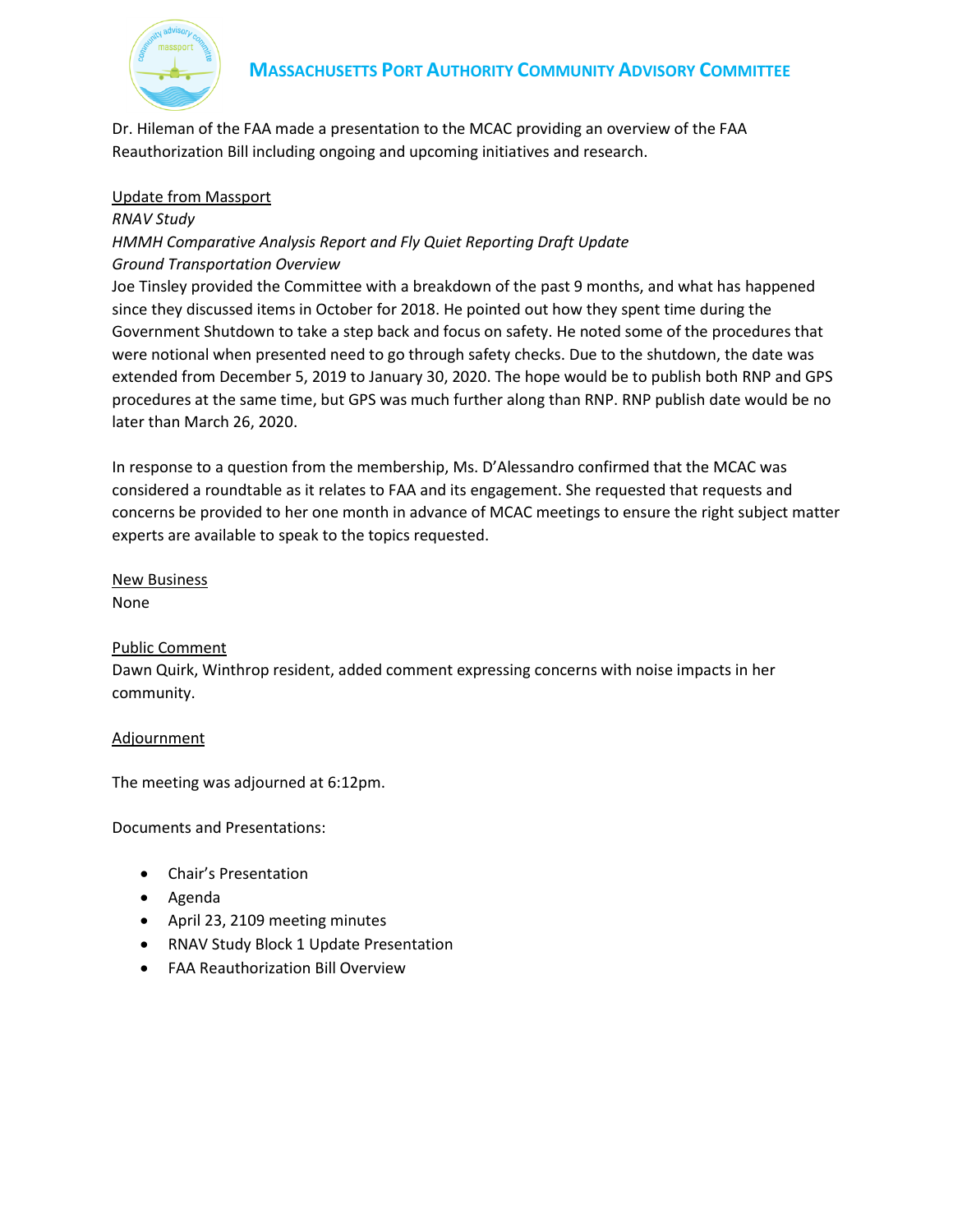Dr. Hileman of the FAA made a presentation to the MCAC providing an overview of the FAA Reauthorization Bill including ongoing and upcoming initiatives and research.

Update from Massport

*RNAV Study*

*HMMH Comparative Analysis Report and Fly Quiet Reporting Draft Update*

*Ground Transportation Overview*

Joe Tinsley provided the Committee with a breakdown of the past 9 months, and what has happened since they discussed items in October for 2018. He pointed out how they spent time during the Government Shutdown to take a step back and focus on safety. He noted some of the procedures that were notional when presented need to go through safety checks. Due to the shutdown, the date was extended from December 5, 2019 to January 30, 2020. The hope would be to publish both RNP and GPS procedures at the same time, but GPS was much further along than RNP. RNP publish date would be no later than March 26, 2020.

In response to a question from the membership, Ms. D'Alessandro confirmed that the MCAC was considered a roundtable as it relates to FAA and its engagement. She requested that requests and concerns be provided to her one month in advance of MCAC meetings to ensure the right subject matter experts are available to speak to the topics requested.

New Business

None

Public Comment

Dawn Quirk, Winthrop resident, added comment expressing concerns with noise impacts in her community.

Adjournment

The meeting was adjourned at 6:12pm.

Documents and Presentations:

- Chair's Presentation
- Agenda
- April 23, 2109 meeting minutes
- RNAV Study Block 1 Update Presentation
- FAA Reauthorization Bill Overview